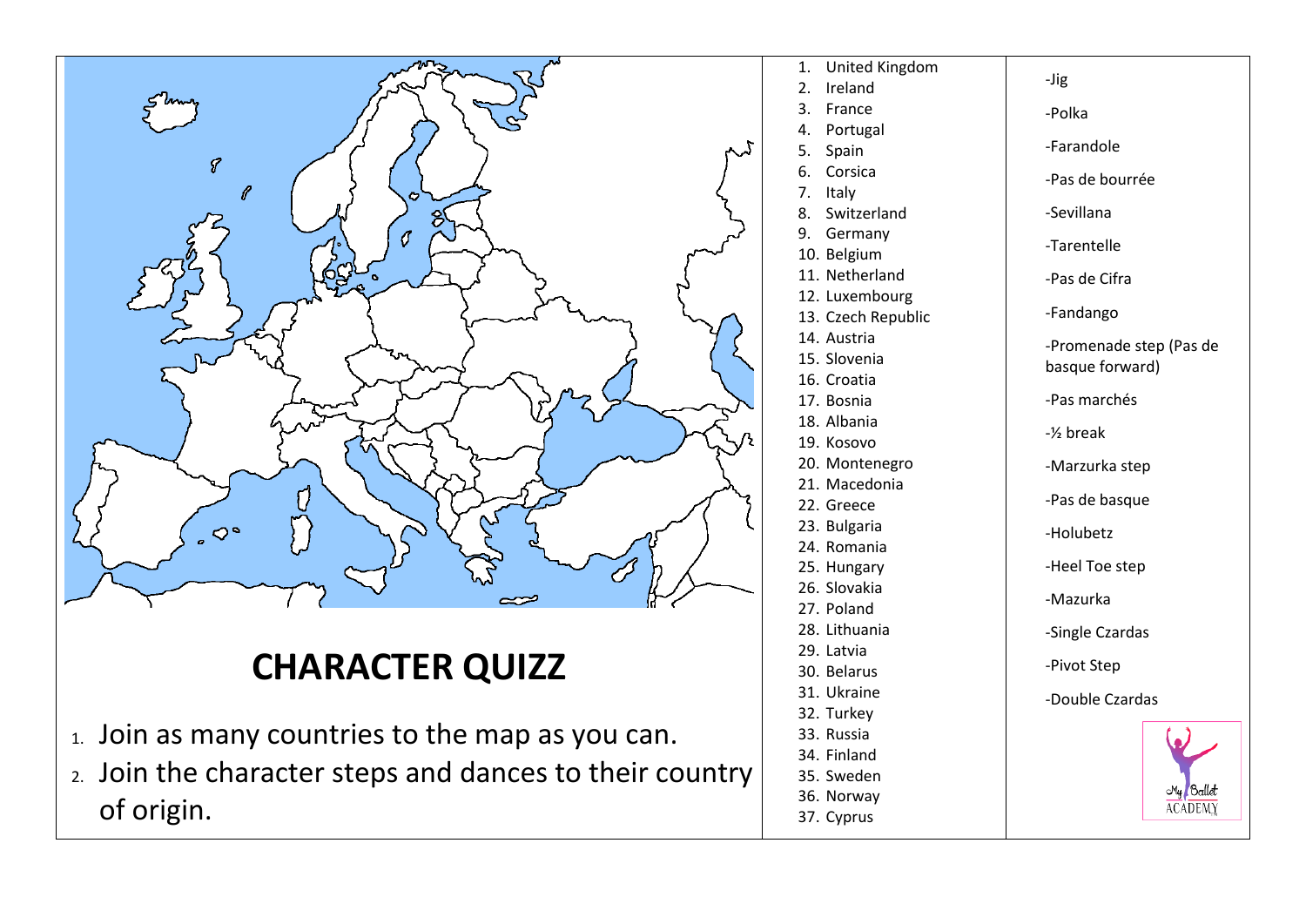# CHARACTER QUIZZ

1. Join as many countries to the map as you can.
2. Join the character steps and dances to their country of origin.

1. United Kingdom
2. Ireland
3. France
4. Portugal
5. Spain
6. Corsica
7. Italy
8. Switzerland
9. Germany
10. Belgium
11. Netherland
12. Luxembourg
13. Czech Republic
14. Austria
15. Slovenia
16. Croatia
17. Bosnia
18. Albania
19. Kosovo
20. Montenegro
21. Macedonia
22. Greece
23. Bulgaria
24. Romania
25. Hungary
26. Slovakia
27. Poland
28. Lithuania
29. Latvia
30. Belarus
31. Ukraine
32. Turkey
33. Russia
34. Finland
35. Sweden
36. Norway
37. Cyprus

-Jig

-Polka

-Farandole

-Pas de bourrée

-Sevillana

-Tarentelle

-Pas de Cifra

-Fandango

-Promenade step (Pas de basque forward)

-Pas marchés

-½ break

-Marzurka step

-Pas de basque

-Holubetz

-Heel Toe step

-Mazurka

-Single Czardas

-Pivot Step

-Double Czardas

My Ballet ACADEMY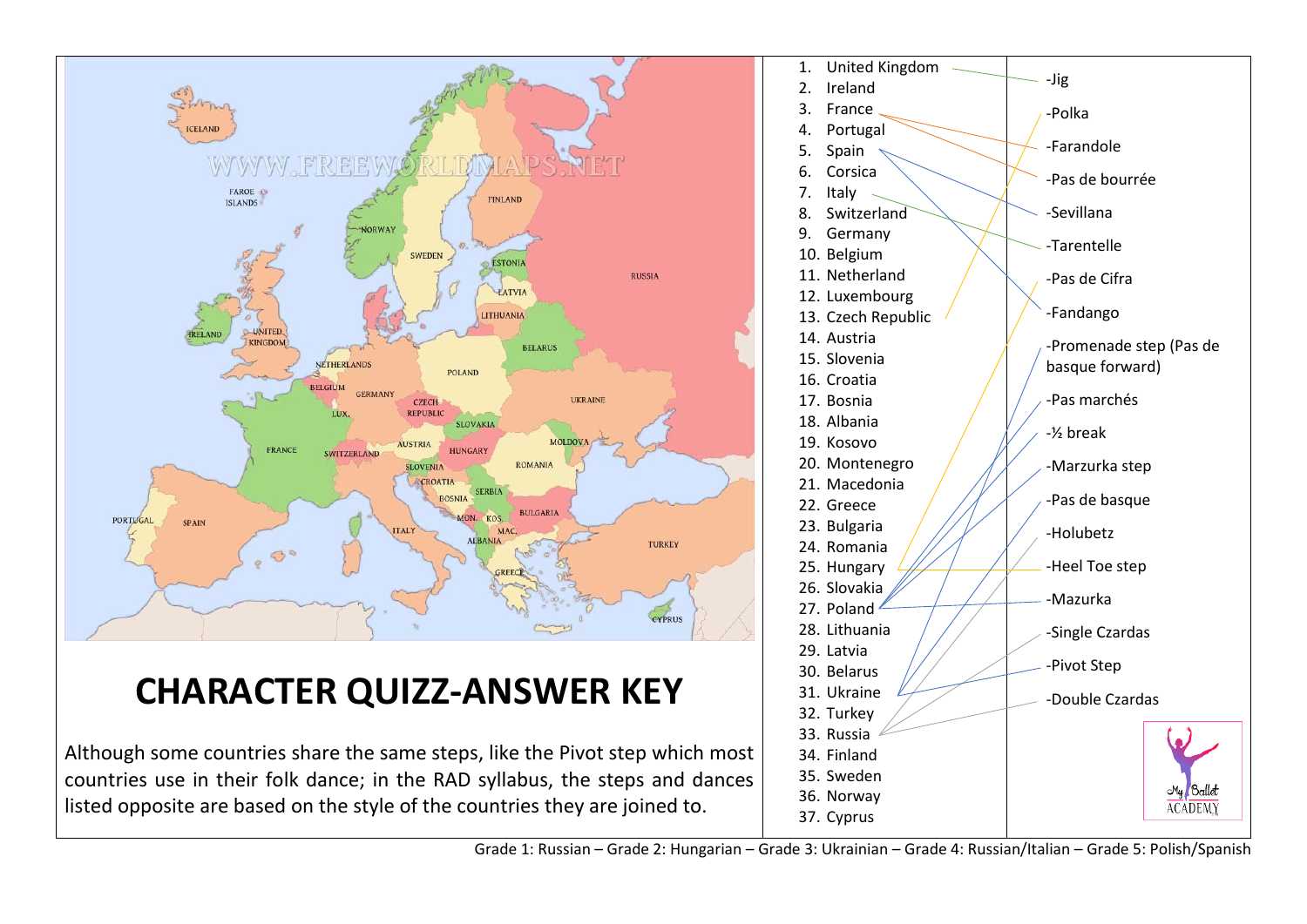# CHARACTER QUIZZ-ANSWER KEY

Although some countries share the same steps, like the Pivot step which most countries use in their folk dance; in the RAD syllabus, the steps and dances listed opposite are based on the style of the countries they are joined to.

1. United Kingdom
2. Ireland
3. France
4. Portugal
5. Spain
6. Corsica
7. Italy
8. Switzerland
9. Germany
10. Belgium
11. Netherland
12. Luxembourg
13. Czech Republic
14. Austria
15. Slovenia
16. Croatia
17. Bosnia
18. Albania
19. Kosovo
20. Montenegro
21. Macedonia
22. Greece
23. Bulgaria
24. Romania
25. Hungary
26. Slovakia
27. Poland
28. Lithuania
29. Latvia
30. Belarus
31. Ukraine
32. Turkey
33. Russia
34. Finland
35. Sweden
36. Norway
37. Cyprus

- -Jig
- -Polka
- -Farandole
- -Pas de bourrée
- -Sevillana
- -Tarentelle
- -Pas de Cifra
- -Fandango
- -Promenade step (Pas de basque forward)
- -Pas marchés
- -½ break
- -Marzurka step
- -Pas de basque
- -Holubetz
- -Heel Toe step
- -Mazurka
- -Single Czardas
- -Pivot Step
- -Double Czardas

Grade 1: Russian – Grade 2: Hungarian – Grade 3: Ukrainian – Grade 4: Russian/Italian – Grade 5: Polish/Spanish